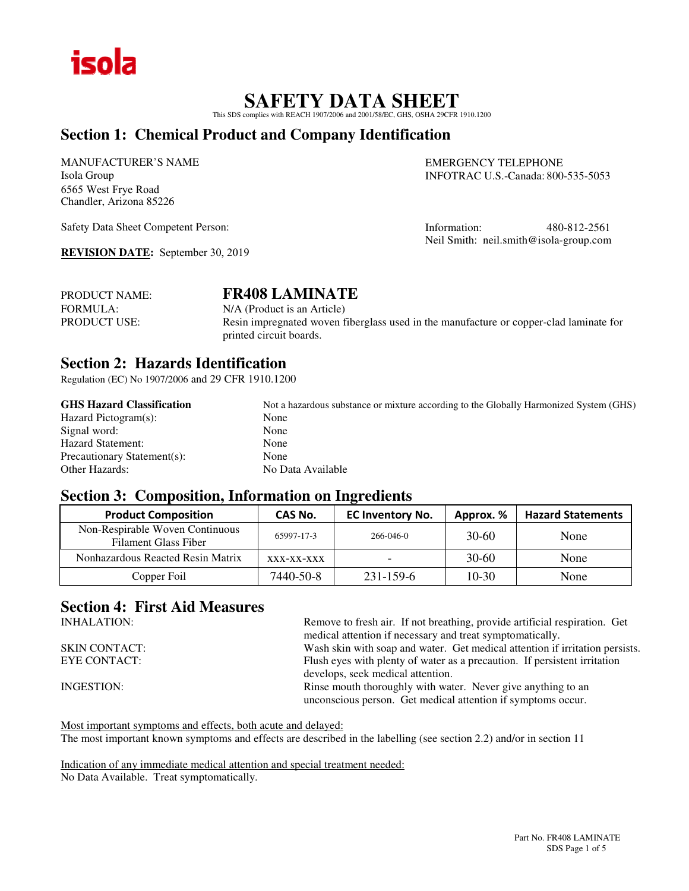isola

# SAFETY DATA SHEET

This SDS complies with REACH 1907/2006 and 2001/58/EC, GHS, OSHA 29CFR 1910.1200

## Section 1: Chemical Product and Company Identification

MANUFACTURER'S NAME
Isola Group
6565 West Frye Road
Chandler, Arizona 85226

EMERGENCY TELEPHONE
INFOTRAC U.S.-Canada: 800-535-5053

Safety Data Sheet Competent Person:

Information: 480-812-2561
Neil Smith: neil.smith@isola-group.com

**REVISION DATE:** September 30, 2019

PRODUCT NAME: **FR408 LAMINATE**
FORMULA: N/A (Product is an Article)
PRODUCT USE: Resin impregnated woven fiberglass used in the manufacture or copper-clad laminate for printed circuit boards.

## Section 2: Hazards Identification

Regulation (EC) No 1907/2006 and 29 CFR 1910.1200

**GHS Hazard Classification**: Not a hazardous substance or mixture according to the Globally Harmonized System (GHS)
Hazard Pictogram(s): None
Signal word: None
Hazard Statement: None
Precautionary Statement(s): None
Other Hazards: No Data Available

## Section 3: Composition, Information on Ingredients

| Product Composition | CAS No. | EC Inventory No. | Approx. % | Hazard Statements |
|---|---|---|---|---|
| Non-Respirable Woven Continuous Filament Glass Fiber | 65997-17-3 | 266-046-0 | 30-60 | None |
| Nonhazardous Reacted Resin Matrix | XXX-XX-XXX | - | 30-60 | None |
| Copper Foil | 7440-50-8 | 231-159-6 | 10-30 | None |

## Section 4: First Aid Measures

INHALATION: Remove to fresh air. If not breathing, provide artificial respiration. Get medical attention if necessary and treat symptomatically.
SKIN CONTACT: Wash skin with soap and water. Get medical attention if irritation persists.
EYE CONTACT: Flush eyes with plenty of water as a precaution. If persistent irritation develops, seek medical attention.
INGESTION: Rinse mouth thoroughly with water. Never give anything to an unconscious person. Get medical attention if symptoms occur.

Most important symptoms and effects, both acute and delayed:
The most important known symptoms and effects are described in the labelling (see section 2.2) and/or in section 11

Indication of any immediate medical attention and special treatment needed:
No Data Available. Treat symptomatically.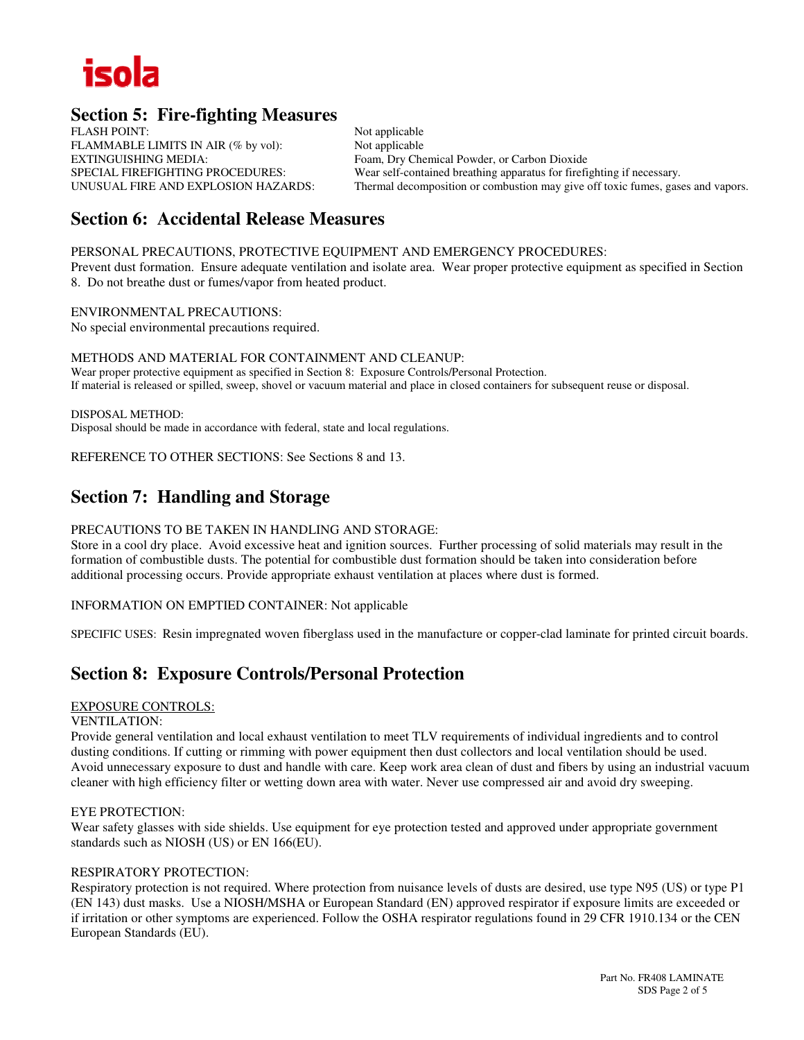isola

## Section 5: Fire-fighting Measures

| | |
|---|---|
| FLASH POINT: | Not applicable |
| FLAMMABLE LIMITS IN AIR (% by vol): | Not applicable |
| EXTINGUISHING MEDIA: | Foam, Dry Chemical Powder, or Carbon Dioxide |
| SPECIAL FIREFIGHTING PROCEDURES: | Wear self-contained breathing apparatus for firefighting if necessary. |
| UNUSUAL FIRE AND EXPLOSION HAZARDS: | Thermal decomposition or combustion may give off toxic fumes, gases and vapors. |

## Section 6: Accidental Release Measures

PERSONAL PRECAUTIONS, PROTECTIVE EQUIPMENT AND EMERGENCY PROCEDURES:
Prevent dust formation. Ensure adequate ventilation and isolate area. Wear proper protective equipment as specified in Section 8. Do not breathe dust or fumes/vapor from heated product.

ENVIRONMENTAL PRECAUTIONS:
No special environmental precautions required.

METHODS AND MATERIAL FOR CONTAINMENT AND CLEANUP:
Wear proper protective equipment as specified in Section 8: Exposure Controls/Personal Protection.
If material is released or spilled, sweep, shovel or vacuum material and place in closed containers for subsequent reuse or disposal.

DISPOSAL METHOD:
Disposal should be made in accordance with federal, state and local regulations.

REFERENCE TO OTHER SECTIONS: See Sections 8 and 13.

## Section 7: Handling and Storage

PRECAUTIONS TO BE TAKEN IN HANDLING AND STORAGE:
Store in a cool dry place. Avoid excessive heat and ignition sources. Further processing of solid materials may result in the formation of combustible dusts. The potential for combustible dust formation should be taken into consideration before additional processing occurs. Provide appropriate exhaust ventilation at places where dust is formed.

INFORMATION ON EMPTIED CONTAINER: Not applicable

SPECIFIC USES: Resin impregnated woven fiberglass used in the manufacture or copper-clad laminate for printed circuit boards.

## Section 8: Exposure Controls/Personal Protection

EXPOSURE CONTROLS:

VENTILATION:
Provide general ventilation and local exhaust ventilation to meet TLV requirements of individual ingredients and to control dusting conditions. If cutting or rimming with power equipment then dust collectors and local ventilation should be used. Avoid unnecessary exposure to dust and handle with care. Keep work area clean of dust and fibers by using an industrial vacuum cleaner with high efficiency filter or wetting down area with water. Never use compressed air and avoid dry sweeping.

EYE PROTECTION:
Wear safety glasses with side shields. Use equipment for eye protection tested and approved under appropriate government standards such as NIOSH (US) or EN 166(EU).

RESPIRATORY PROTECTION:
Respiratory protection is not required. Where protection from nuisance levels of dusts are desired, use type N95 (US) or type P1 (EN 143) dust masks. Use a NIOSH/MSHA or European Standard (EN) approved respirator if exposure limits are exceeded or if irritation or other symptoms are experienced. Follow the OSHA respirator regulations found in 29 CFR 1910.134 or the CEN European Standards (EU).

Part No. FR408 LAMINATE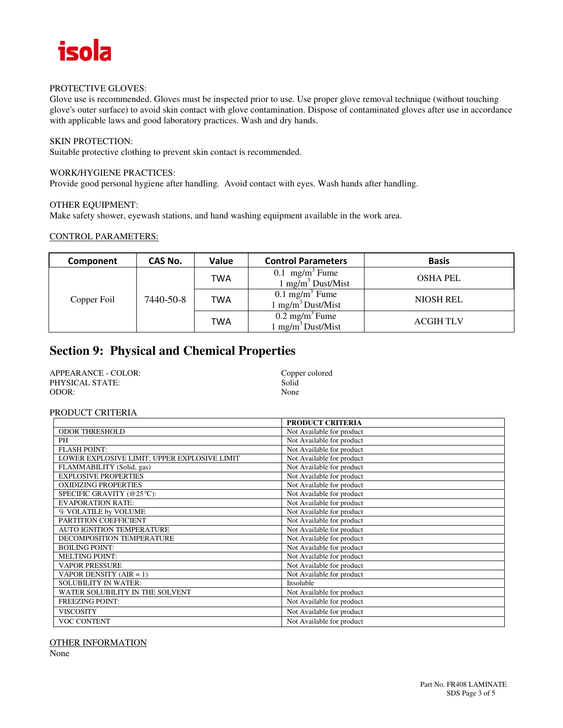PROTECTIVE GLOVES:
Glove use is recommended. Gloves must be inspected prior to use. Use proper glove removal technique (without touching glove's outer surface) to avoid skin contact with glove contamination. Dispose of contaminated gloves after use in accordance with applicable laws and good laboratory practices. Wash and dry hands.

SKIN PROTECTION:
Suitable protective clothing to prevent skin contact is recommended.

WORK/HYGIENE PRACTICES:
Provide good personal hygiene after handling. Avoid contact with eyes. Wash hands after handling.

OTHER EQUIPMENT:
Make safety shower, eyewash stations, and hand washing equipment available in the work area.

CONTROL PARAMETERS:

| Component | CAS No. | Value | Control Parameters | Basis |
|---|---|---|---|---|
| Copper Foil | 7440-50-8 | TWA | 0.1 $mg/m^3$ Fume<br>1 $mg/m^3$ Dust/Mist | OSHA PEL |
| | | TWA | 0.1 $mg/m^3$ Fume<br>1 $mg/m^3$ Dust/Mist | NIOSH REL |
| | | TWA | 0.2 $mg/m^3$ Fume<br>1 $mg/m^3$ Dust/Mist | ACGIH TLV |

## Section 9: Physical and Chemical Properties

APPEARANCE - COLOR: Copper colored
PHYSICAL STATE: Solid
ODOR: None

PRODUCT CRITERIA

| | PRODUCT CRITERIA |
|---|---|
| ODOR THRESHOLD | Not Available for product |
| PH | Not Available for product |
| FLASH POINT: | Not Available for product |
| LOWER EXPLOSIVE LIMIT; UPPER EXPLOSIVE LIMIT | Not Available for product |
| FLAMMABILITY (Solid, gas) | Not Available for product |
| EXPLOSIVE PROPERTIES | Not Available for product |
| OXIDIZING PROPERTIES | Not Available for product |
| SPECIFIC GRAVITY (@25°C): | Not Available for product |
| EVAPORATION RATE: | Not Available for product |
| % VOLATILE by VOLUME | Not Available for product |
| PARTITION COEFFICIENT | Not Available for product |
| AUTO IGNITION TEMPERATURE | Not Available for product |
| DECOMPOSITION TEMPERATURE | Not Available for product |
| BOILING POINT: | Not Available for product |
| MELTING POINT: | Not Available for product |
| VAPOR PRESSURE | Not Available for product |
| VAPOR DENSITY (AIR = 1) | Not Available for product |
| SOLUBILITY IN WATER: | Insoluble |
| WATER SOLUBILITY IN THE SOLVENT | Not Available for product |
| FREEZING POINT: | Not Available for product |
| VISCOSITY | Not Available for product |
| VOC CONTENT | Not Available for product |

OTHER INFORMATION
None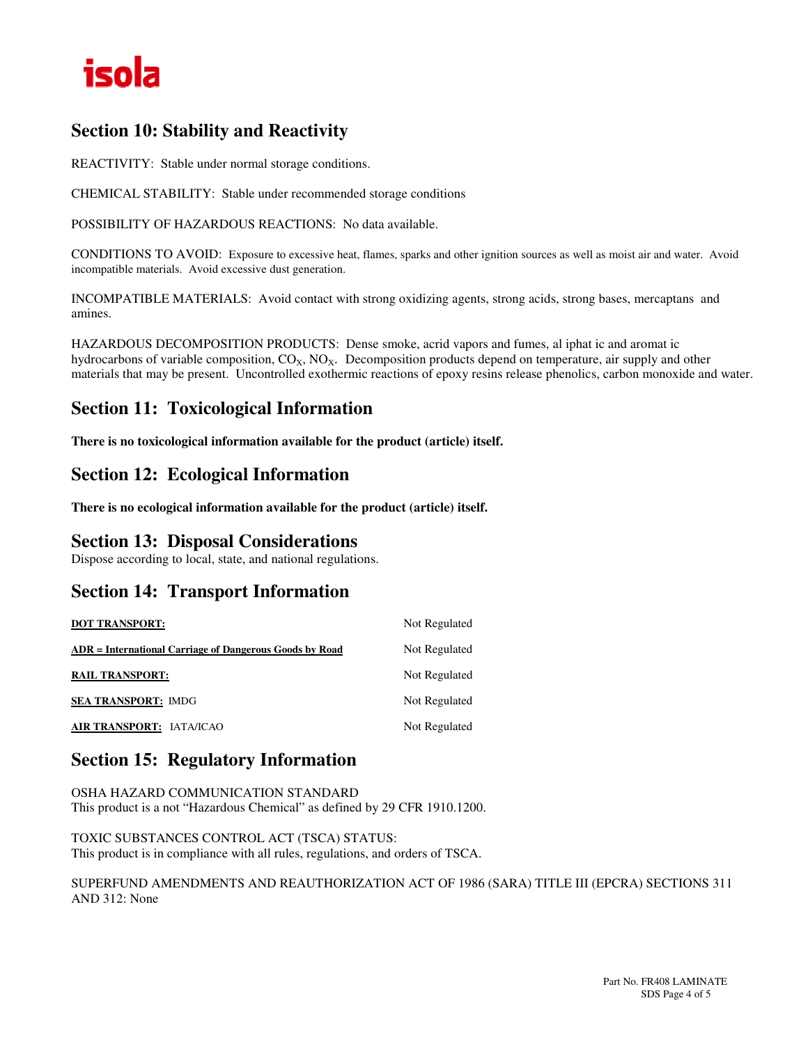## Section 10: Stability and Reactivity

REACTIVITY: Stable under normal storage conditions.

CHEMICAL STABILITY: Stable under recommended storage conditions

POSSIBILITY OF HAZARDOUS REACTIONS: No data available.

CONDITIONS TO AVOID: Exposure to excessive heat, flames, sparks and other ignition sources as well as moist air and water. Avoid incompatible materials. Avoid excessive dust generation.

INCOMPATIBLE MATERIALS: Avoid contact with strong oxidizing agents, strong acids, strong bases, mercaptans and amines.

HAZARDOUS DECOMPOSITION PRODUCTS: Dense smoke, acrid vapors and fumes, al iphat ic and aromat ic hydrocarbons of variable composition, $CO_X$, $NO_X$. Decomposition products depend on temperature, air supply and other materials that may be present. Uncontrolled exothermic reactions of epoxy resins release phenolics, carbon monoxide and water.

## Section 11: Toxicological Information

**There is no toxicological information available for the product (article) itself.**

## Section 12: Ecological Information

**There is no ecological information available for the product (article) itself.**

## Section 13: Disposal Considerations

Dispose according to local, state, and national regulations.

## Section 14: Transport Information

| | |
|---|---|
| **DOT TRANSPORT:** | Not Regulated |
| **ADR = International Carriage of Dangerous Goods by Road** | Not Regulated |
| **RAIL TRANSPORT:** | Not Regulated |
| **SEA TRANSPORT:** IMDG | Not Regulated |
| **AIR TRANSPORT:** IATA/ICAO | Not Regulated |

## Section 15: Regulatory Information

OSHA HAZARD COMMUNICATION STANDARD
This product is a not "Hazardous Chemical" as defined by 29 CFR 1910.1200.

TOXIC SUBSTANCES CONTROL ACT (TSCA) STATUS:
This product is in compliance with all rules, regulations, and orders of TSCA.

SUPERFUND AMENDMENTS AND REAUTHORIZATION ACT OF 1986 (SARA) TITLE III (EPCRA) SECTIONS 311 AND 312: None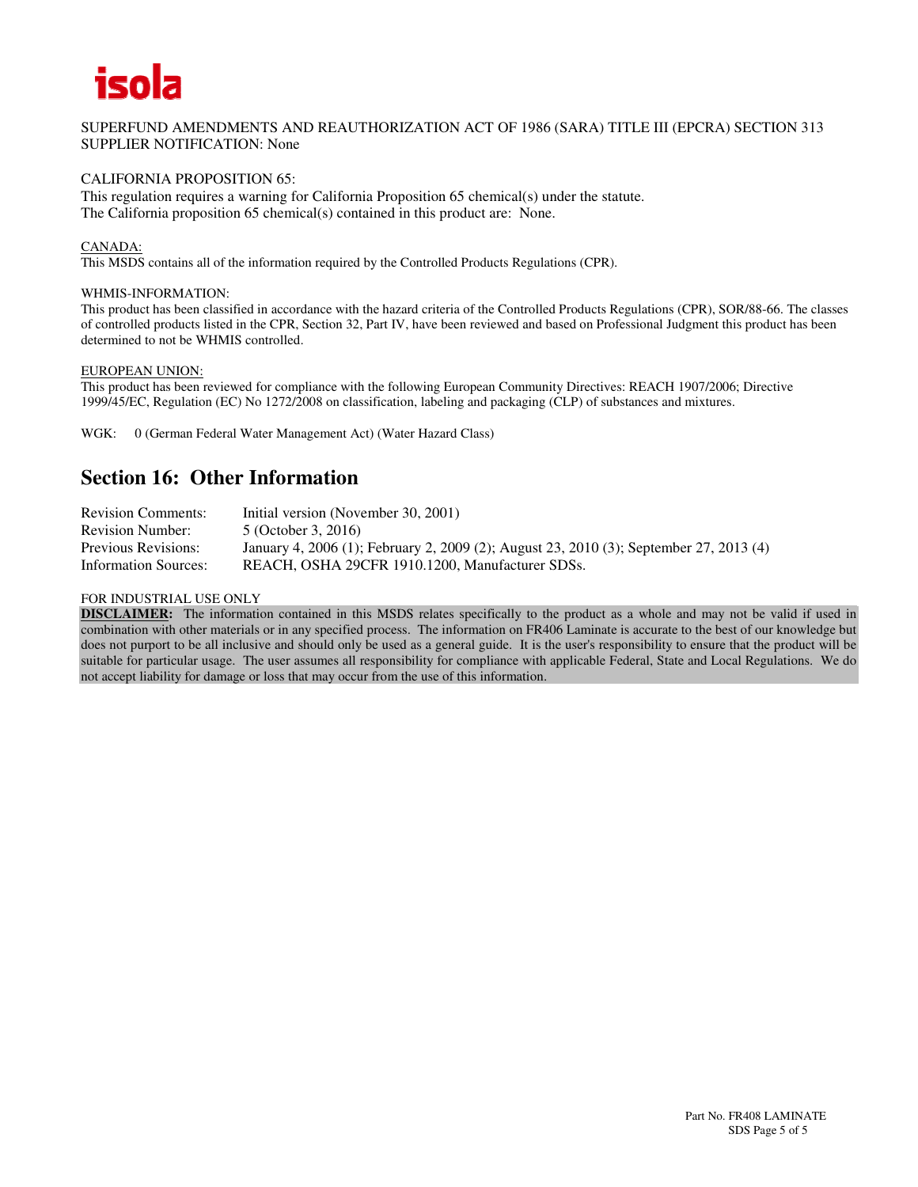SUPERFUND AMENDMENTS AND REAUTHORIZATION ACT OF 1986 (SARA) TITLE III (EPCRA) SECTION 313 SUPPLIER NOTIFICATION: None

CALIFORNIA PROPOSITION 65:
This regulation requires a warning for California Proposition 65 chemical(s) under the statute.
The California proposition 65 chemical(s) contained in this product are: None.

CANADA:
This MSDS contains all of the information required by the Controlled Products Regulations (CPR).

WHMIS-INFORMATION:
This product has been classified in accordance with the hazard criteria of the Controlled Products Regulations (CPR), SOR/88-66. The classes of controlled products listed in the CPR, Section 32, Part IV, have been reviewed and based on Professional Judgment this product has been determined to not be WHMIS controlled.

EUROPEAN UNION:
This product has been reviewed for compliance with the following European Community Directives: REACH 1907/2006; Directive 1999/45/EC, Regulation (EC) No 1272/2008 on classification, labeling and packaging (CLP) of substances and mixtures.

WGK: 0 (German Federal Water Management Act) (Water Hazard Class)

## Section 16: Other Information

| | |
|---|---|
| Revision Comments: | Initial version (November 30, 2001) |
| Revision Number: | 5 (October 3, 2016) |
| Previous Revisions: | January 4, 2006 (1); February 2, 2009 (2); August 23, 2010 (3); September 27, 2013 (4) |
| Information Sources: | REACH, OSHA 29CFR 1910.1200, Manufacturer SDSs. |

FOR INDUSTRIAL USE ONLY

**DISCLAIMER:** The information contained in this MSDS relates specifically to the product as a whole and may not be valid if used in combination with other materials or in any specified process. The information on FR406 Laminate is accurate to the best of our knowledge but does not purport to be all inclusive and should only be used as a general guide. It is the user's responsibility to ensure that the product will be suitable for particular usage. The user assumes all responsibility for compliance with applicable Federal, State and Local Regulations. We do not accept liability for damage or loss that may occur from the use of this information.